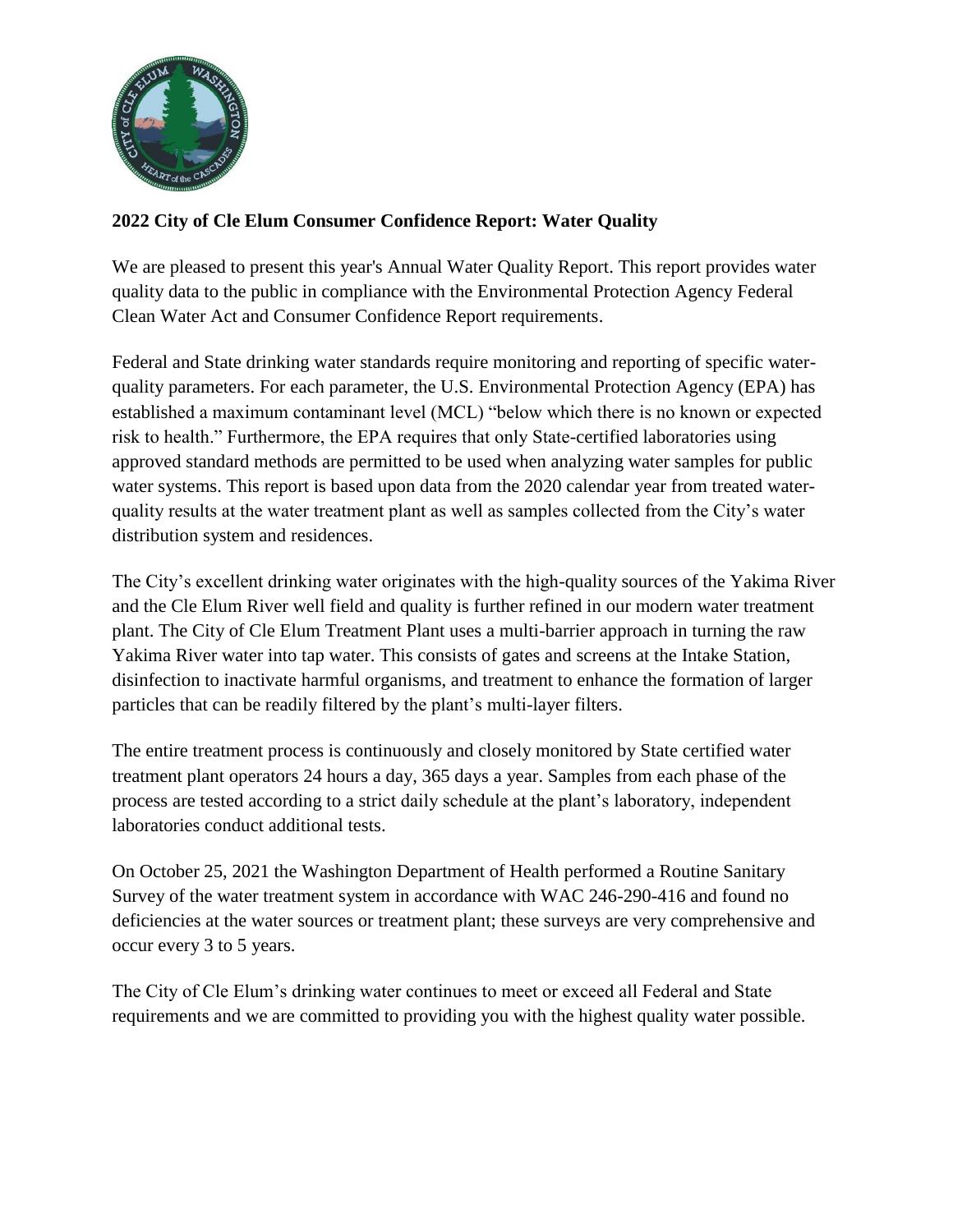**2022 City of Cle Elum Consumer Confidence Report: Water Quality**

We are pleased to present this year's Annual Water Quality Report. This report provides water quality data to the public in compliance with the Environmental Protection Agency Federal Clean Water Act and Consumer Confidence Report requirements.

Federal and State drinking water standards require monitoring and reporting of specific water-quality parameters. For each parameter, the U.S. Environmental Protection Agency (EPA) has established a maximum contaminant level (MCL) "below which there is no known or expected risk to health." Furthermore, the EPA requires that only State-certified laboratories using approved standard methods are permitted to be used when analyzing water samples for public water systems. This report is based upon data from the 2020 calendar year from treated water-quality results at the water treatment plant as well as samples collected from the City's water distribution system and residences.

The City's excellent drinking water originates with the high-quality sources of the Yakima River and the Cle Elum River well field and quality is further refined in our modern water treatment plant. The City of Cle Elum Treatment Plant uses a multi-barrier approach in turning the raw Yakima River water into tap water. This consists of gates and screens at the Intake Station, disinfection to inactivate harmful organisms, and treatment to enhance the formation of larger particles that can be readily filtered by the plant's multi-layer filters.

The entire treatment process is continuously and closely monitored by State certified water treatment plant operators 24 hours a day, 365 days a year. Samples from each phase of the process are tested according to a strict daily schedule at the plant's laboratory, independent laboratories conduct additional tests.

On October 25, 2021 the Washington Department of Health performed a Routine Sanitary Survey of the water treatment system in accordance with WAC 246-290-416 and found no deficiencies at the water sources or treatment plant; these surveys are very comprehensive and occur every 3 to 5 years.

The City of Cle Elum's drinking water continues to meet or exceed all Federal and State requirements and we are committed to providing you with the highest quality water possible.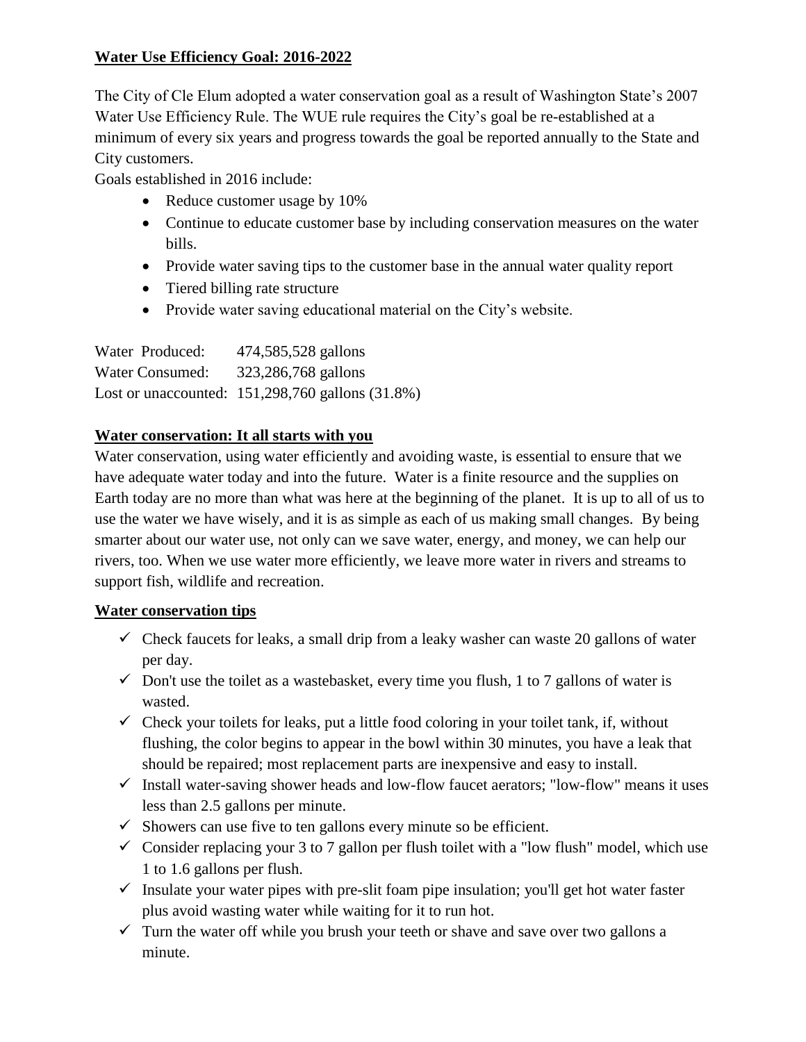**Water Use Efficiency Goal: 2016-2022**

The City of Cle Elum adopted a water conservation goal as a result of Washington State's 2007 Water Use Efficiency Rule. The WUE rule requires the City's goal be re-established at a minimum of every six years and progress towards the goal be reported annually to the State and City customers.

Goals established in 2016 include:

- Reduce customer usage by 10%
- Continue to educate customer base by including conservation measures on the water bills.
- Provide water saving tips to the customer base in the annual water quality report
- Tiered billing rate structure
- Provide water saving educational material on the City's website.

Water Produced: 474,585,528 gallons
Water Consumed: 323,286,768 gallons
Lost or unaccounted: 151,298,760 gallons (31.8%)

**Water conservation: It all starts with you**

Water conservation, using water efficiently and avoiding waste, is essential to ensure that we have adequate water today and into the future. Water is a finite resource and the supplies on Earth today are no more than what was here at the beginning of the planet. It is up to all of us to use the water we have wisely, and it is as simple as each of us making small changes. By being smarter about our water use, not only can we save water, energy, and money, we can help our rivers, too. When we use water more efficiently, we leave more water in rivers and streams to support fish, wildlife and recreation.

**Water conservation tips**

- ✓ Check faucets for leaks, a small drip from a leaky washer can waste 20 gallons of water per day.
- ✓ Don't use the toilet as a wastebasket, every time you flush, 1 to 7 gallons of water is wasted.
- ✓ Check your toilets for leaks, put a little food coloring in your toilet tank, if, without flushing, the color begins to appear in the bowl within 30 minutes, you have a leak that should be repaired; most replacement parts are inexpensive and easy to install.
- ✓ Install water-saving shower heads and low-flow faucet aerators; "low-flow" means it uses less than 2.5 gallons per minute.
- ✓ Showers can use five to ten gallons every minute so be efficient.
- ✓ Consider replacing your 3 to 7 gallon per flush toilet with a "low flush" model, which use 1 to 1.6 gallons per flush.
- ✓ Insulate your water pipes with pre-slit foam pipe insulation; you'll get hot water faster plus avoid wasting water while waiting for it to run hot.
- ✓ Turn the water off while you brush your teeth or shave and save over two gallons a minute.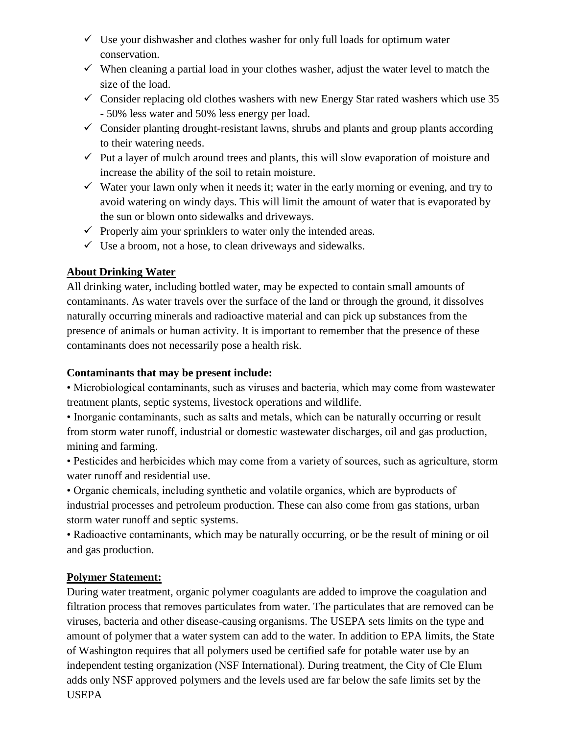- ✓ Use your dishwasher and clothes washer for only full loads for optimum water conservation.
- ✓ When cleaning a partial load in your clothes washer, adjust the water level to match the size of the load.
- ✓ Consider replacing old clothes washers with new Energy Star rated washers which use 35 - 50% less water and 50% less energy per load.
- ✓ Consider planting drought-resistant lawns, shrubs and plants and group plants according to their watering needs.
- ✓ Put a layer of mulch around trees and plants, this will slow evaporation of moisture and increase the ability of the soil to retain moisture.
- ✓ Water your lawn only when it needs it; water in the early morning or evening, and try to avoid watering on windy days. This will limit the amount of water that is evaporated by the sun or blown onto sidewalks and driveways.
- ✓ Properly aim your sprinklers to water only the intended areas.
- ✓ Use a broom, not a hose, to clean driveways and sidewalks.

## About Drinking Water

All drinking water, including bottled water, may be expected to contain small amounts of contaminants. As water travels over the surface of the land or through the ground, it dissolves naturally occurring minerals and radioactive material and can pick up substances from the presence of animals or human activity. It is important to remember that the presence of these contaminants does not necessarily pose a health risk.

**Contaminants that may be present include:**

- Microbiological contaminants, such as viruses and bacteria, which may come from wastewater treatment plants, septic systems, livestock operations and wildlife.
- Inorganic contaminants, such as salts and metals, which can be naturally occurring or result from storm water runoff, industrial or domestic wastewater discharges, oil and gas production, mining and farming.
- Pesticides and herbicides which may come from a variety of sources, such as agriculture, storm water runoff and residential use.
- Organic chemicals, including synthetic and volatile organics, which are byproducts of industrial processes and petroleum production. These can also come from gas stations, urban storm water runoff and septic systems.
- Radioactive contaminants, which may be naturally occurring, or be the result of mining or oil and gas production.

## Polymer Statement:

During water treatment, organic polymer coagulants are added to improve the coagulation and filtration process that removes particulates from water. The particulates that are removed can be viruses, bacteria and other disease-causing organisms. The USEPA sets limits on the type and amount of polymer that a water system can add to the water. In addition to EPA limits, the State of Washington requires that all polymers used be certified safe for potable water use by an independent testing organization (NSF International). During treatment, the City of Cle Elum adds only NSF approved polymers and the levels used are far below the safe limits set by the USEPA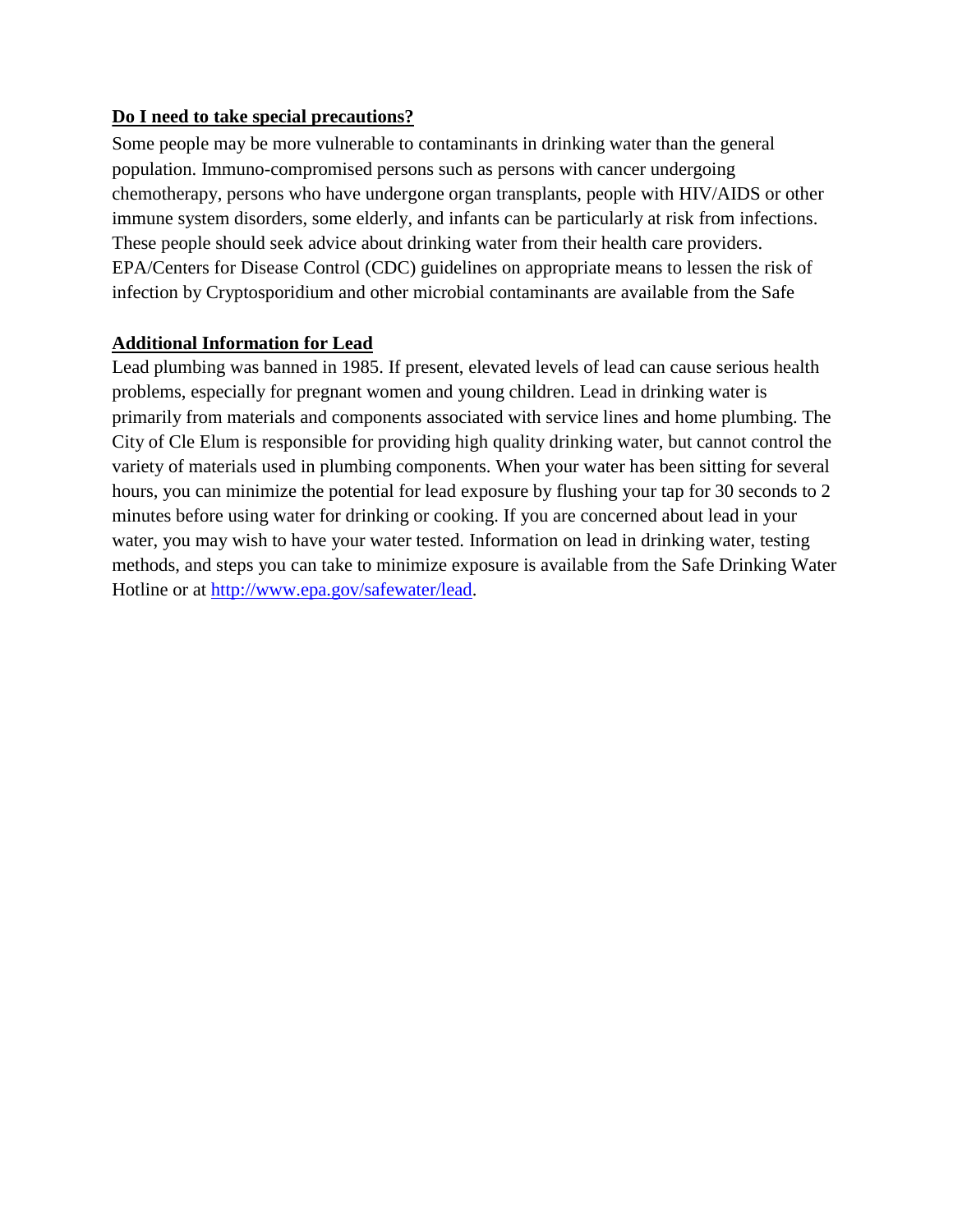**Do I need to take special precautions?**

Some people may be more vulnerable to contaminants in drinking water than the general population. Immuno-compromised persons such as persons with cancer undergoing chemotherapy, persons who have undergone organ transplants, people with HIV/AIDS or other immune system disorders, some elderly, and infants can be particularly at risk from infections. These people should seek advice about drinking water from their health care providers. EPA/Centers for Disease Control (CDC) guidelines on appropriate means to lessen the risk of infection by Cryptosporidium and other microbial contaminants are available from the Safe

**Additional Information for Lead**

Lead plumbing was banned in 1985. If present, elevated levels of lead can cause serious health problems, especially for pregnant women and young children. Lead in drinking water is primarily from materials and components associated with service lines and home plumbing. The City of Cle Elum is responsible for providing high quality drinking water, but cannot control the variety of materials used in plumbing components. When your water has been sitting for several hours, you can minimize the potential for lead exposure by flushing your tap for 30 seconds to 2 minutes before using water for drinking or cooking. If you are concerned about lead in your water, you may wish to have your water tested. Information on lead in drinking water, testing methods, and steps you can take to minimize exposure is available from the Safe Drinking Water Hotline or at [http://www.epa.gov/safewater/lead](http://www.epa.gov/safewater/lead).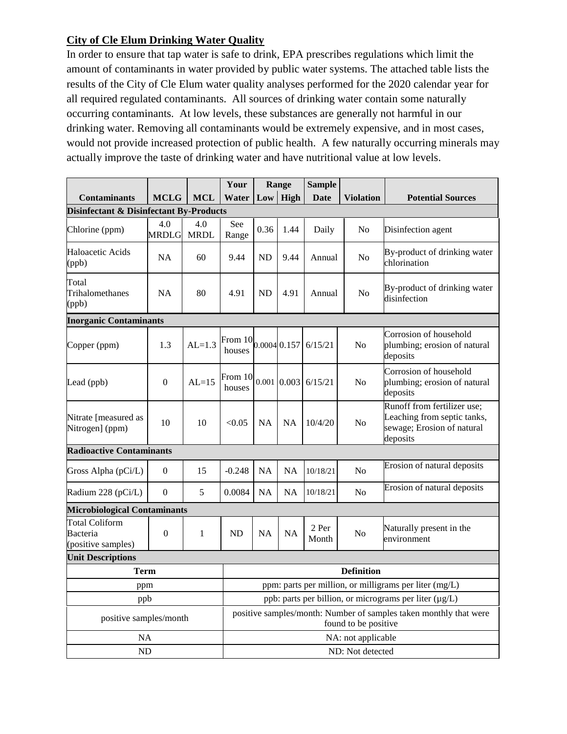**City of Cle Elum Drinking Water Quality**

In order to ensure that tap water is safe to drink, EPA prescribes regulations which limit the amount of contaminants in water provided by public water systems. The attached table lists the results of the City of Cle Elum water quality analyses performed for the 2020 calendar year for all required regulated contaminants. All sources of drinking water contain some naturally occurring contaminants. At low levels, these substances are generally not harmful in our drinking water. Removing all contaminants would be extremely expensive, and in most cases, would not provide increased protection of public health. A few naturally occurring minerals may actually improve the taste of drinking water and have nutritional value at low levels.

| Contaminants | MCLG | MCL | Your Water | Range Low | Range High | Sample Date | Violation | Potential Sources |
|---|---|---|---|---|---|---|---|---|
| **Disinfectant & Disinfectant By-Products** | | | | | | | | |
| Chlorine (ppm) | 4.0 MRDLG | 4.0 MRDL | See Range | 0.36 | 1.44 | Daily | No | Disinfection agent |
| Haloacetic Acids (ppb) | NA | 60 | 9.44 | ND | 9.44 | Annual | No | By-product of drinking water chlorination |
| Total Trihalomethanes (ppb) | NA | 80 | 4.91 | ND | 4.91 | Annual | No | By-product of drinking water disinfection |
| **Inorganic Contaminants** | | | | | | | | |
| Copper (ppm) | 1.3 | AL=1.3 | From 10 houses | 0.0004 | 0.157 | 6/15/21 | No | Corrosion of household plumbing; erosion of natural deposits |
| Lead (ppb) | 0 | AL=15 | From 10 houses | 0.001 | 0.003 | 6/15/21 | No | Corrosion of household plumbing; erosion of natural deposits |
| Nitrate [measured as Nitrogen] (ppm) | 10 | 10 | <0.05 | NA | NA | 10/4/20 | No | Runoff from fertilizer use; Leaching from septic tanks, sewage; Erosion of natural deposits |
| **Radioactive Contaminants** | | | | | | | | |
| Gross Alpha (pCi/L) | 0 | 15 | -0.248 | NA | NA | 10/18/21 | No | Erosion of natural deposits |
| Radium 228 (pCi/L) | 0 | 5 | 0.0084 | NA | NA | 10/18/21 | No | Erosion of natural deposits |
| **Microbiological Contaminants** | | | | | | | | |
| Total Coliform Bacteria (positive samples) | 0 | 1 | ND | NA | NA | 2 Per Month | No | Naturally present in the environment |

**Unit Descriptions**

| Term | Definition |
|---|---|
| ppm | ppm: parts per million, or milligrams per liter (mg/L) |
| ppb | ppb: parts per billion, or micrograms per liter (µg/L) |
| positive samples/month | positive samples/month: Number of samples taken monthly that were found to be positive |
| NA | NA: not applicable |
| ND | ND: Not detected |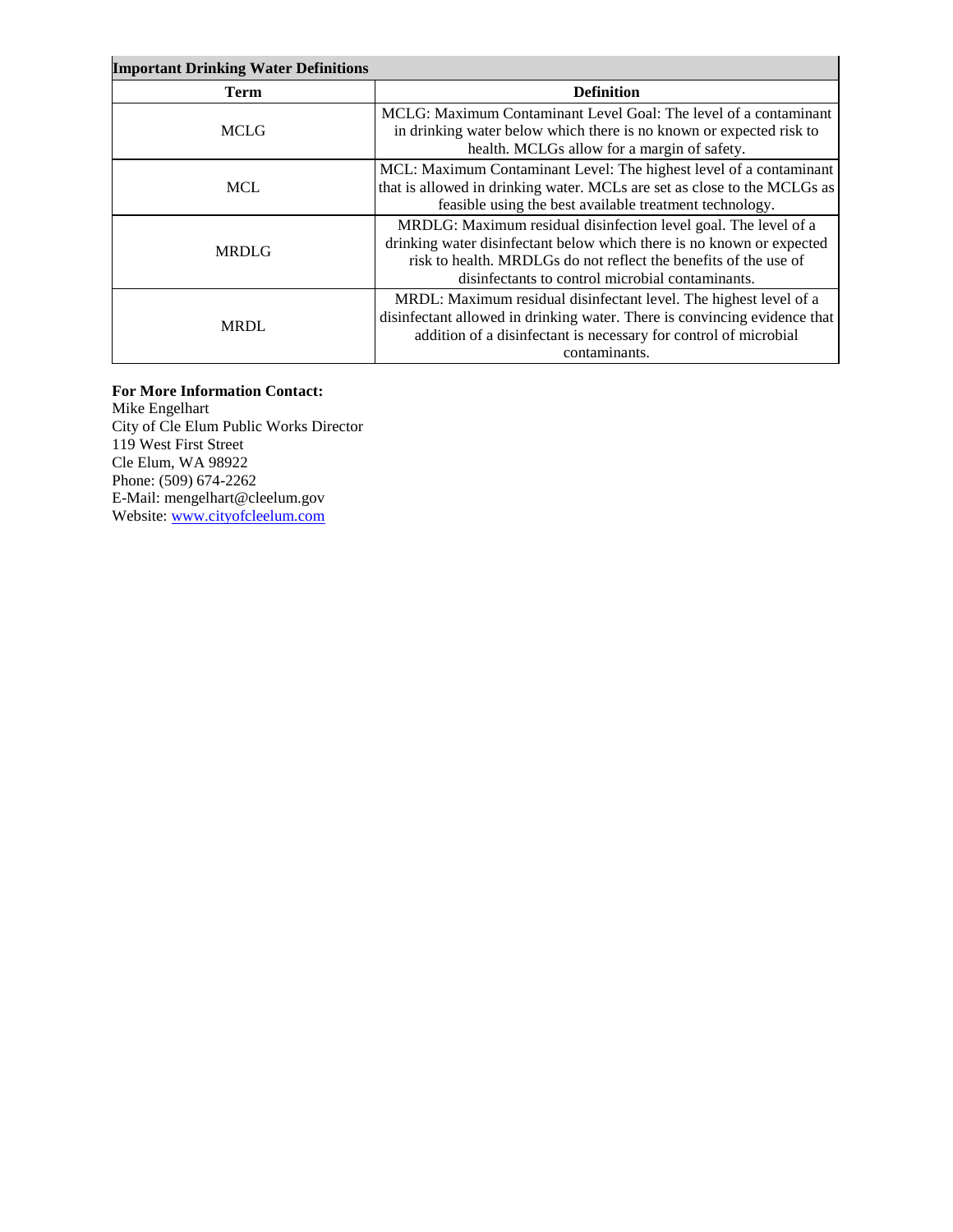**Important Drinking Water Definitions**

| Term | Definition |
| --- | --- |
| MCLG | MCLG: Maximum Contaminant Level Goal: The level of a contaminant in drinking water below which there is no known or expected risk to health. MCLGs allow for a margin of safety. |
| MCL | MCL: Maximum Contaminant Level: The highest level of a contaminant that is allowed in drinking water. MCLs are set as close to the MCLGs as feasible using the best available treatment technology. |
| MRDLG | MRDLG: Maximum residual disinfection level goal. The level of a drinking water disinfectant below which there is no known or expected risk to health. MRDLGs do not reflect the benefits of the use of disinfectants to control microbial contaminants. |
| MRDL | MRDL: Maximum residual disinfectant level. The highest level of a disinfectant allowed in drinking water. There is convincing evidence that addition of a disinfectant is necessary for control of microbial contaminants. |

**For More Information Contact:**
Mike Engelhart
City of Cle Elum Public Works Director
119 West First Street
Cle Elum, WA 98922
Phone: (509) 674-2262
E-Mail: mengelhart@cleelum.gov
Website: www.cityofcleelum.com